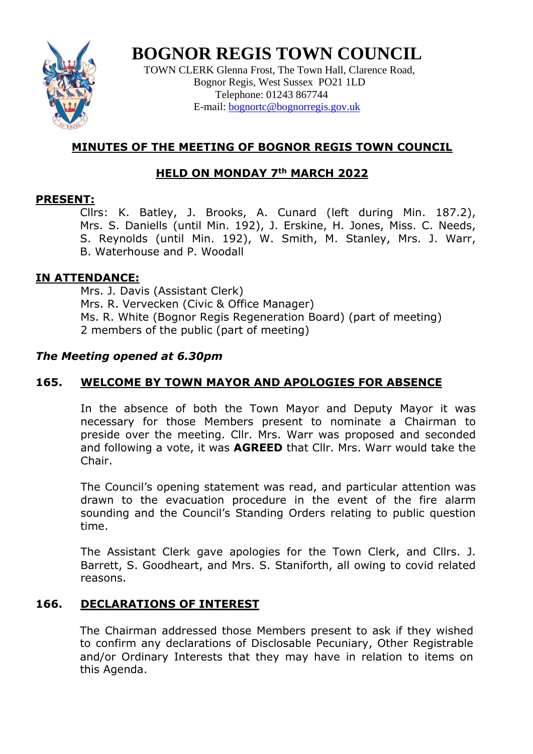# BOGNOR REGIS TOWN COUNCIL

TOWN CLERK Glenna Frost, The Town Hall, Clarence Road,
Bognor Regis, West Sussex PO21 1LD
Telephone: 01243 867744
E-mail: bognortc@bognorregis.gov.uk

## MINUTES OF THE MEETING OF BOGNOR REGIS TOWN COUNCIL

## HELD ON MONDAY 7th MARCH 2022

**PRESENT:**

Cllrs: K. Batley, J. Brooks, A. Cunard (left during Min. 187.2), Mrs. S. Daniells (until Min. 192), J. Erskine, H. Jones, Miss. C. Needs, S. Reynolds (until Min. 192), W. Smith, M. Stanley, Mrs. J. Warr, B. Waterhouse and P. Woodall

**IN ATTENDANCE:**

Mrs. J. Davis (Assistant Clerk)
Mrs. R. Vervecken (Civic & Office Manager)
Ms. R. White (Bognor Regis Regeneration Board) (part of meeting)
2 members of the public (part of meeting)

***The Meeting opened at 6.30pm***

### 165. WELCOME BY TOWN MAYOR AND APOLOGIES FOR ABSENCE

In the absence of both the Town Mayor and Deputy Mayor it was necessary for those Members present to nominate a Chairman to preside over the meeting. Cllr. Mrs. Warr was proposed and seconded and following a vote, it was **AGREED** that Cllr. Mrs. Warr would take the Chair.

The Council's opening statement was read, and particular attention was drawn to the evacuation procedure in the event of the fire alarm sounding and the Council's Standing Orders relating to public question time.

The Assistant Clerk gave apologies for the Town Clerk, and Cllrs. J. Barrett, S. Goodheart, and Mrs. S. Staniforth, all owing to covid related reasons.

### 166. DECLARATIONS OF INTEREST

The Chairman addressed those Members present to ask if they wished to confirm any declarations of Disclosable Pecuniary, Other Registrable and/or Ordinary Interests that they may have in relation to items on this Agenda.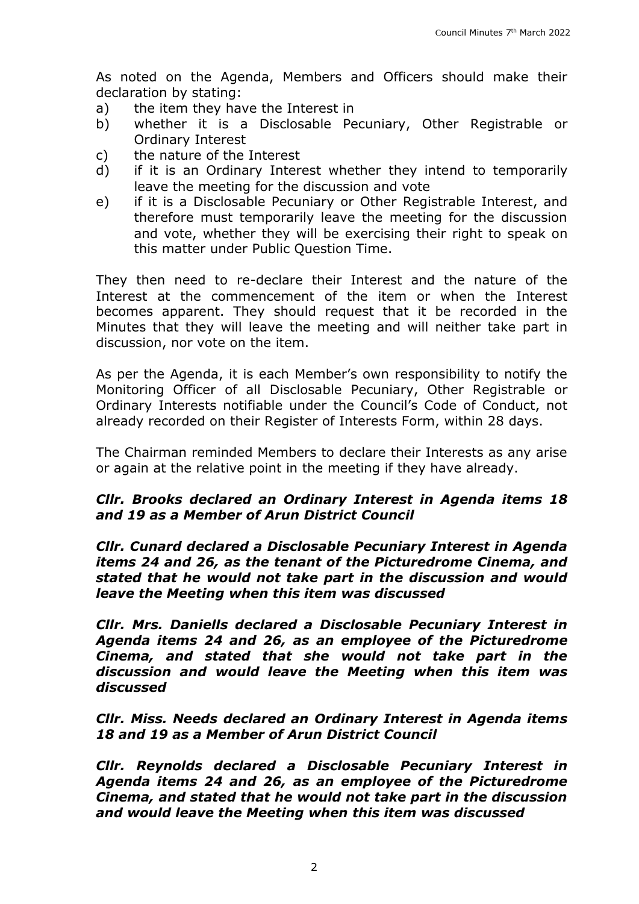As noted on the Agenda, Members and Officers should make their declaration by stating:

a) the item they have the Interest in
b) whether it is a Disclosable Pecuniary, Other Registrable or Ordinary Interest
c) the nature of the Interest
d) if it is an Ordinary Interest whether they intend to temporarily leave the meeting for the discussion and vote
e) if it is a Disclosable Pecuniary or Other Registrable Interest, and therefore must temporarily leave the meeting for the discussion and vote, whether they will be exercising their right to speak on this matter under Public Question Time.

They then need to re-declare their Interest and the nature of the Interest at the commencement of the item or when the Interest becomes apparent. They should request that it be recorded in the Minutes that they will leave the meeting and will neither take part in discussion, nor vote on the item.

As per the Agenda, it is each Member's own responsibility to notify the Monitoring Officer of all Disclosable Pecuniary, Other Registrable or Ordinary Interests notifiable under the Council's Code of Conduct, not already recorded on their Register of Interests Form, within 28 days.

The Chairman reminded Members to declare their Interests as any arise or again at the relative point in the meeting if they have already.

***Cllr. Brooks declared an Ordinary Interest in Agenda items 18 and 19 as a Member of Arun District Council***

***Cllr. Cunard declared a Disclosable Pecuniary Interest in Agenda items 24 and 26, as the tenant of the Picturedrome Cinema, and stated that he would not take part in the discussion and would leave the Meeting when this item was discussed***

***Cllr. Mrs. Daniells declared a Disclosable Pecuniary Interest in Agenda items 24 and 26, as an employee of the Picturedrome Cinema, and stated that she would not take part in the discussion and would leave the Meeting when this item was discussed***

***Cllr. Miss. Needs declared an Ordinary Interest in Agenda items 18 and 19 as a Member of Arun District Council***

***Cllr. Reynolds declared a Disclosable Pecuniary Interest in Agenda items 24 and 26, as an employee of the Picturedrome Cinema, and stated that he would not take part in the discussion and would leave the Meeting when this item was discussed***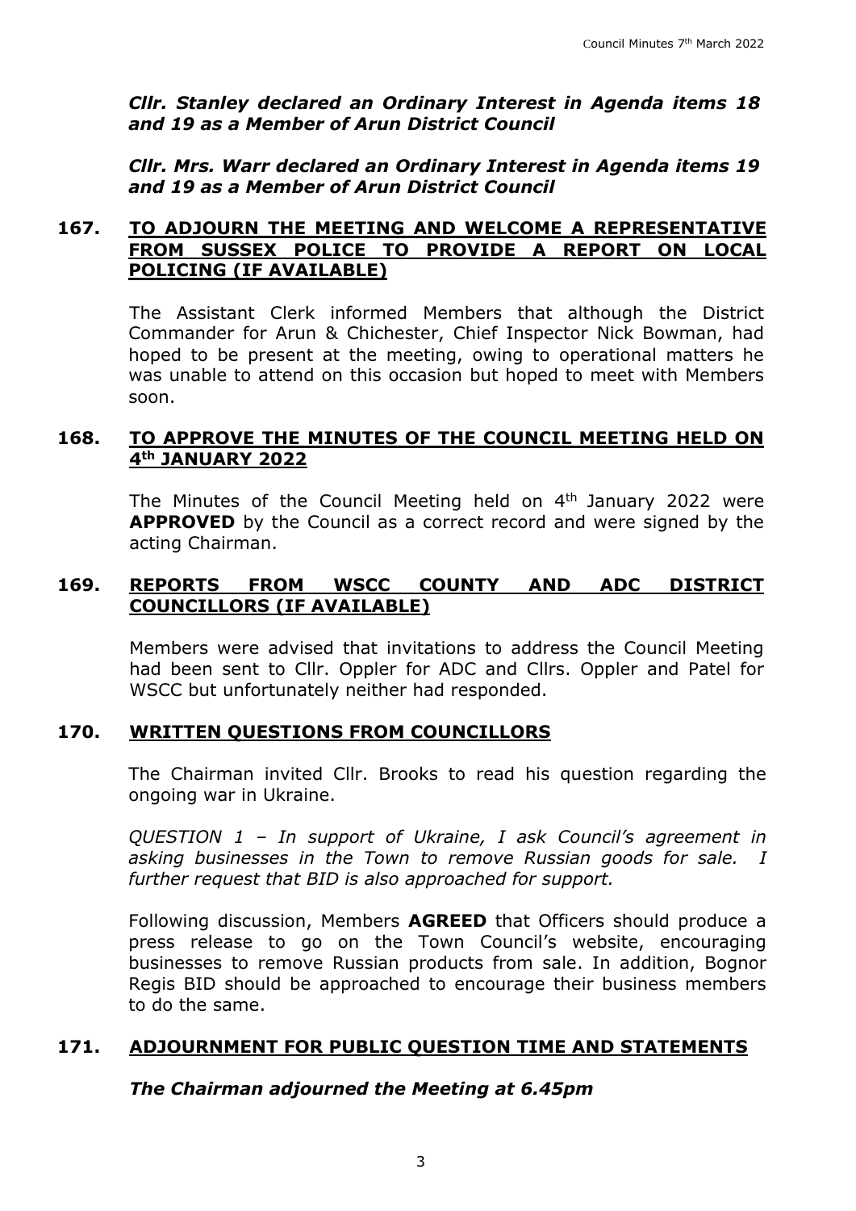***Cllr. Stanley declared an Ordinary Interest in Agenda items 18 and 19 as a Member of Arun District Council***

***Cllr. Mrs. Warr declared an Ordinary Interest in Agenda items 19 and 19 as a Member of Arun District Council***

## 167. TO ADJOURN THE MEETING AND WELCOME A REPRESENTATIVE FROM SUSSEX POLICE TO PROVIDE A REPORT ON LOCAL POLICING (IF AVAILABLE)

The Assistant Clerk informed Members that although the District Commander for Arun & Chichester, Chief Inspector Nick Bowman, had hoped to be present at the meeting, owing to operational matters he was unable to attend on this occasion but hoped to meet with Members soon.

## 168. TO APPROVE THE MINUTES OF THE COUNCIL MEETING HELD ON 4th JANUARY 2022

The Minutes of the Council Meeting held on 4th January 2022 were **APPROVED** by the Council as a correct record and were signed by the acting Chairman.

## 169. REPORTS FROM WSCC COUNTY AND ADC DISTRICT COUNCILLORS (IF AVAILABLE)

Members were advised that invitations to address the Council Meeting had been sent to Cllr. Oppler for ADC and Cllrs. Oppler and Patel for WSCC but unfortunately neither had responded.

## 170. WRITTEN QUESTIONS FROM COUNCILLORS

The Chairman invited Cllr. Brooks to read his question regarding the ongoing war in Ukraine.

*QUESTION 1 – In support of Ukraine, I ask Council's agreement in asking businesses in the Town to remove Russian goods for sale. I further request that BID is also approached for support.*

Following discussion, Members **AGREED** that Officers should produce a press release to go on the Town Council's website, encouraging businesses to remove Russian products from sale. In addition, Bognor Regis BID should be approached to encourage their business members to do the same.

## 171. ADJOURNMENT FOR PUBLIC QUESTION TIME AND STATEMENTS

***The Chairman adjourned the Meeting at 6.45pm***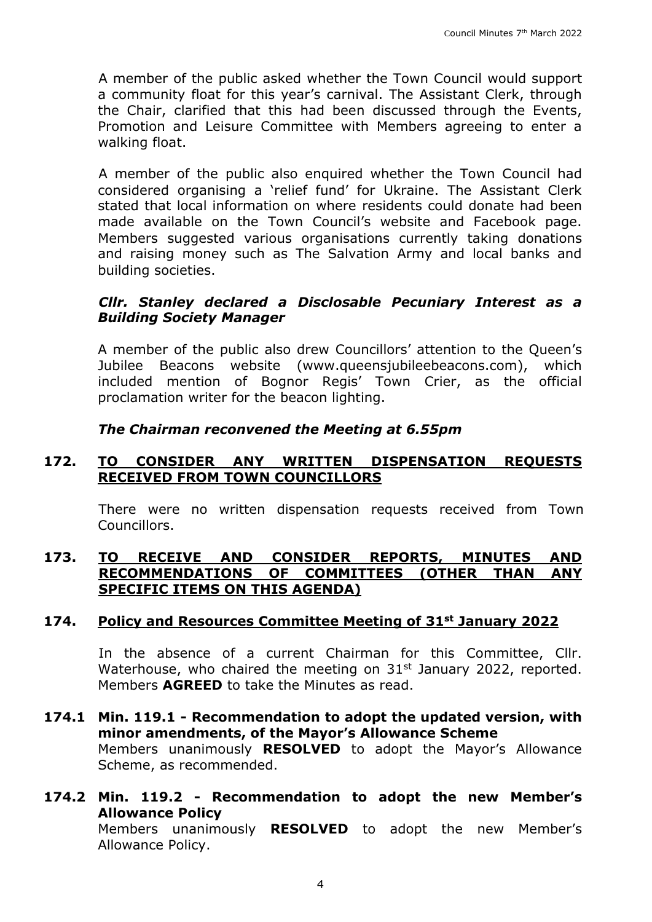A member of the public asked whether the Town Council would support a community float for this year's carnival. The Assistant Clerk, through the Chair, clarified that this had been discussed through the Events, Promotion and Leisure Committee with Members agreeing to enter a walking float.

A member of the public also enquired whether the Town Council had considered organising a 'relief fund' for Ukraine. The Assistant Clerk stated that local information on where residents could donate had been made available on the Town Council's website and Facebook page. Members suggested various organisations currently taking donations and raising money such as The Salvation Army and local banks and building societies.

***Cllr. Stanley declared a Disclosable Pecuniary Interest as a Building Society Manager***

A member of the public also drew Councillors' attention to the Queen's Jubilee Beacons website (www.queensjubileebeacons.com), which included mention of Bognor Regis' Town Crier, as the official proclamation writer for the beacon lighting.

***The Chairman reconvened the Meeting at 6.55pm***

**172. TO CONSIDER ANY WRITTEN DISPENSATION REQUESTS RECEIVED FROM TOWN COUNCILLORS**

There were no written dispensation requests received from Town Councillors.

**173. TO RECEIVE AND CONSIDER REPORTS, MINUTES AND RECOMMENDATIONS OF COMMITTEES (OTHER THAN ANY SPECIFIC ITEMS ON THIS AGENDA)**

**174. Policy and Resources Committee Meeting of 31st January 2022**

In the absence of a current Chairman for this Committee, Cllr. Waterhouse, who chaired the meeting on 31st January 2022, reported. Members **AGREED** to take the Minutes as read.

**174.1 Min. 119.1 - Recommendation to adopt the updated version, with minor amendments, of the Mayor's Allowance Scheme**

Members unanimously **RESOLVED** to adopt the Mayor's Allowance Scheme, as recommended.

**174.2 Min. 119.2 - Recommendation to adopt the new Member's Allowance Policy**

Members unanimously **RESOLVED** to adopt the new Member's Allowance Policy.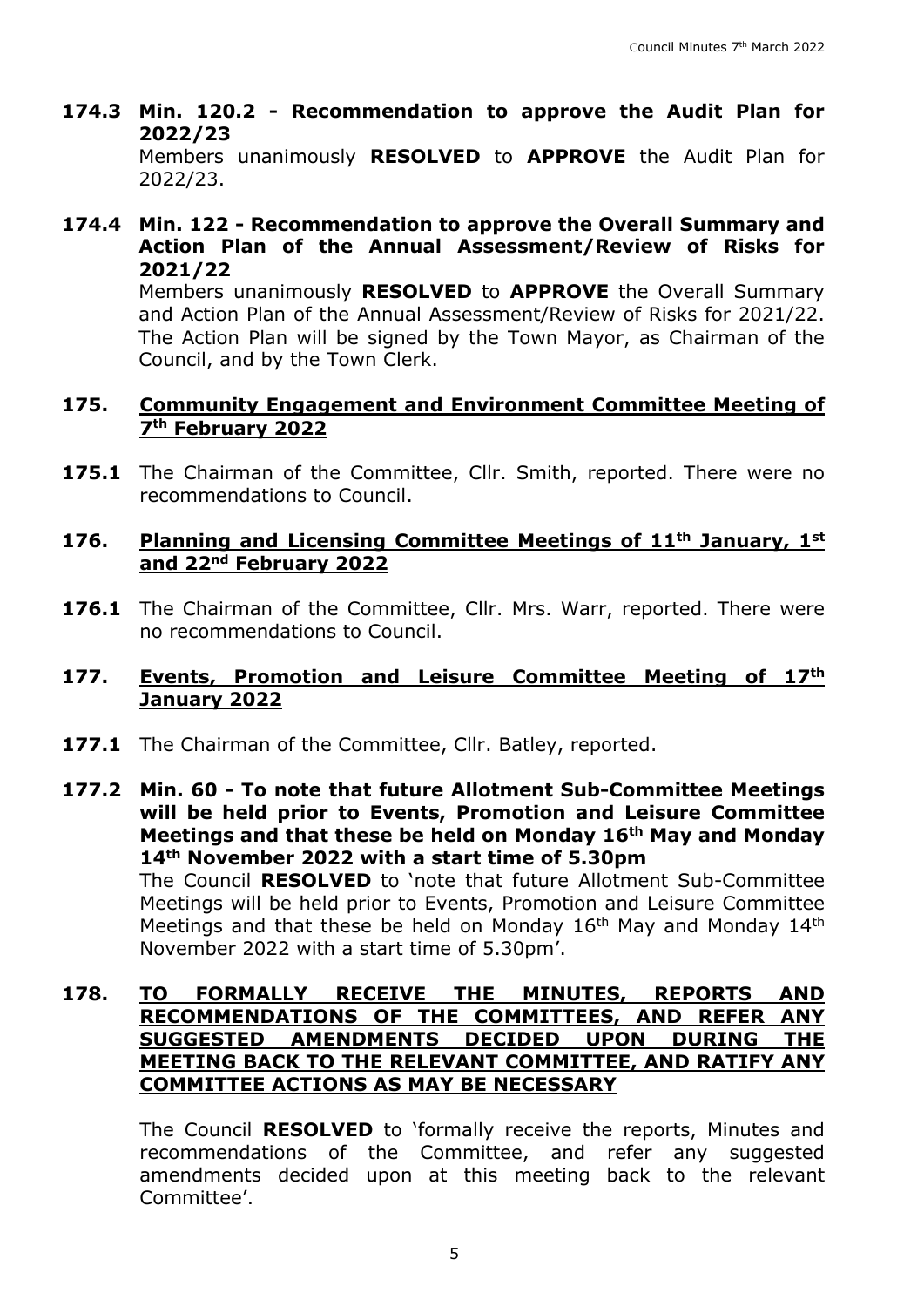**174.3 Min. 120.2 - Recommendation to approve the Audit Plan for 2022/23**

Members unanimously **RESOLVED** to **APPROVE** the Audit Plan for 2022/23.

**174.4 Min. 122 - Recommendation to approve the Overall Summary and Action Plan of the Annual Assessment/Review of Risks for 2021/22**

Members unanimously **RESOLVED** to **APPROVE** the Overall Summary and Action Plan of the Annual Assessment/Review of Risks for 2021/22. The Action Plan will be signed by the Town Mayor, as Chairman of the Council, and by the Town Clerk.

## 175. Community Engagement and Environment Committee Meeting of 7th February 2022

**175.1** The Chairman of the Committee, Cllr. Smith, reported. There were no recommendations to Council.

## 176. Planning and Licensing Committee Meetings of 11th January, 1st and 22nd February 2022

**176.1** The Chairman of the Committee, Cllr. Mrs. Warr, reported. There were no recommendations to Council.

## 177. Events, Promotion and Leisure Committee Meeting of 17th January 2022

**177.1** The Chairman of the Committee, Cllr. Batley, reported.

**177.2 Min. 60 - To note that future Allotment Sub-Committee Meetings will be held prior to Events, Promotion and Leisure Committee Meetings and that these be held on Monday 16th May and Monday 14th November 2022 with a start time of 5.30pm**

The Council **RESOLVED** to 'note that future Allotment Sub-Committee Meetings will be held prior to Events, Promotion and Leisure Committee Meetings and that these be held on Monday 16th May and Monday 14th November 2022 with a start time of 5.30pm'.

## 178. TO FORMALLY RECEIVE THE MINUTES, REPORTS AND RECOMMENDATIONS OF THE COMMITTEES, AND REFER ANY SUGGESTED AMENDMENTS DECIDED UPON DURING THE MEETING BACK TO THE RELEVANT COMMITTEE, AND RATIFY ANY COMMITTEE ACTIONS AS MAY BE NECESSARY

The Council **RESOLVED** to 'formally receive the reports, Minutes and recommendations of the Committee, and refer any suggested amendments decided upon at this meeting back to the relevant Committee'.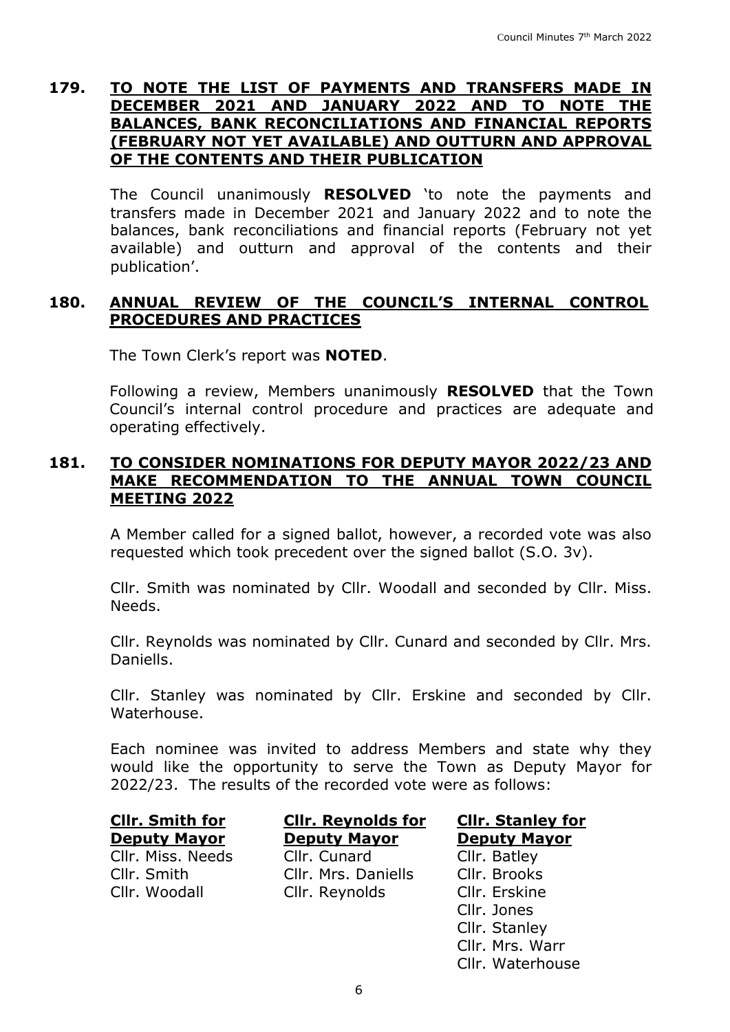## 179. TO NOTE THE LIST OF PAYMENTS AND TRANSFERS MADE IN DECEMBER 2021 AND JANUARY 2022 AND TO NOTE THE BALANCES, BANK RECONCILIATIONS AND FINANCIAL REPORTS (FEBRUARY NOT YET AVAILABLE) AND OUTTURN AND APPROVAL OF THE CONTENTS AND THEIR PUBLICATION

The Council unanimously **RESOLVED** 'to note the payments and transfers made in December 2021 and January 2022 and to note the balances, bank reconciliations and financial reports (February not yet available) and outturn and approval of the contents and their publication'.

## 180. ANNUAL REVIEW OF THE COUNCIL'S INTERNAL CONTROL PROCEDURES AND PRACTICES

The Town Clerk's report was **NOTED**.

Following a review, Members unanimously **RESOLVED** that the Town Council's internal control procedure and practices are adequate and operating effectively.

## 181. TO CONSIDER NOMINATIONS FOR DEPUTY MAYOR 2022/23 AND MAKE RECOMMENDATION TO THE ANNUAL TOWN COUNCIL MEETING 2022

A Member called for a signed ballot, however, a recorded vote was also requested which took precedent over the signed ballot (S.O. 3v).

Cllr. Smith was nominated by Cllr. Woodall and seconded by Cllr. Miss. Needs.

Cllr. Reynolds was nominated by Cllr. Cunard and seconded by Cllr. Mrs. Daniells.

Cllr. Stanley was nominated by Cllr. Erskine and seconded by Cllr. Waterhouse.

Each nominee was invited to address Members and state why they would like the opportunity to serve the Town as Deputy Mayor for 2022/23. The results of the recorded vote were as follows:

| Cllr. Smith for Deputy Mayor | Cllr. Reynolds for Deputy Mayor | Cllr. Stanley for Deputy Mayor |
|---|---|---|
| Cllr. Miss. Needs | Cllr. Cunard | Cllr. Batley |
| Cllr. Smith | Cllr. Mrs. Daniells | Cllr. Brooks |
| Cllr. Woodall | Cllr. Reynolds | Cllr. Erskine |
| | | Cllr. Jones |
| | | Cllr. Stanley |
| | | Cllr. Mrs. Warr |
| | | Cllr. Waterhouse |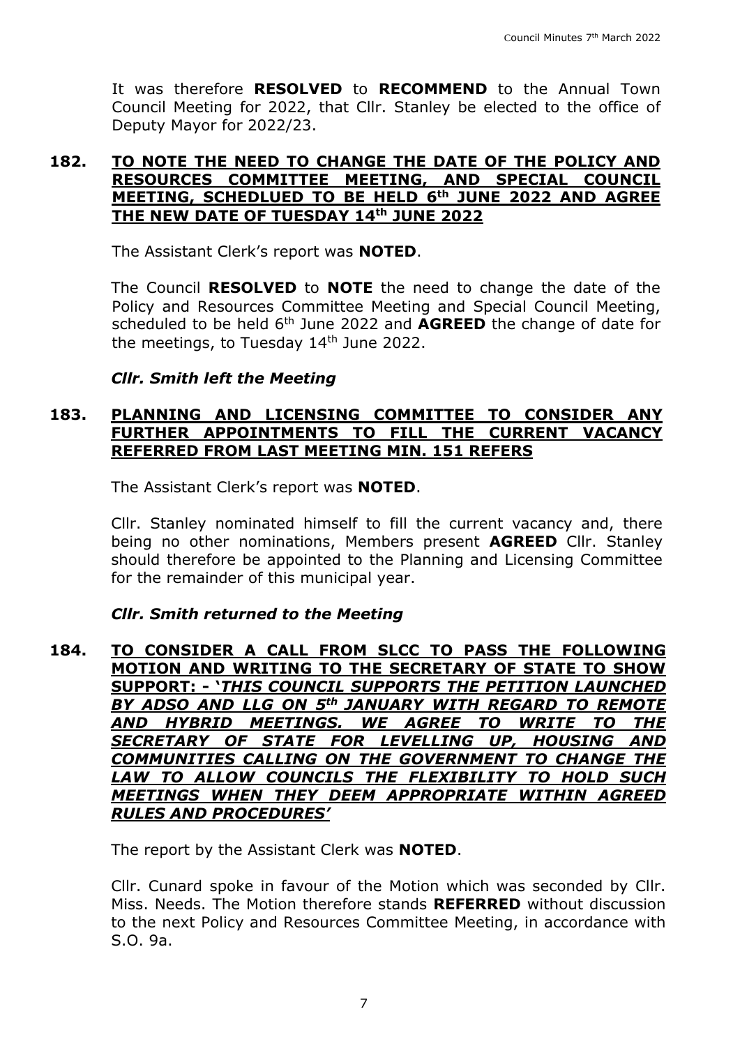It was therefore **RESOLVED** to **RECOMMEND** to the Annual Town Council Meeting for 2022, that Cllr. Stanley be elected to the office of Deputy Mayor for 2022/23.

## 182. TO NOTE THE NEED TO CHANGE THE DATE OF THE POLICY AND RESOURCES COMMITTEE MEETING, AND SPECIAL COUNCIL MEETING, SCHEDLUED TO BE HELD 6th JUNE 2022 AND AGREE THE NEW DATE OF TUESDAY 14th JUNE 2022

The Assistant Clerk's report was **NOTED**.

The Council **RESOLVED** to **NOTE** the need to change the date of the Policy and Resources Committee Meeting and Special Council Meeting, scheduled to be held 6th June 2022 and **AGREED** the change of date for the meetings, to Tuesday 14th June 2022.

***Cllr. Smith left the Meeting***

## 183. PLANNING AND LICENSING COMMITTEE TO CONSIDER ANY FURTHER APPOINTMENTS TO FILL THE CURRENT VACANCY REFERRED FROM LAST MEETING MIN. 151 REFERS

The Assistant Clerk's report was **NOTED**.

Cllr. Stanley nominated himself to fill the current vacancy and, there being no other nominations, Members present **AGREED** Cllr. Stanley should therefore be appointed to the Planning and Licensing Committee for the remainder of this municipal year.

***Cllr. Smith returned to the Meeting***

## 184. TO CONSIDER A CALL FROM SLCC TO PASS THE FOLLOWING MOTION AND WRITING TO THE SECRETARY OF STATE TO SHOW SUPPORT: - '*THIS COUNCIL SUPPORTS THE PETITION LAUNCHED BY ADSO AND LLG ON 5th JANUARY WITH REGARD TO REMOTE AND HYBRID MEETINGS. WE AGREE TO WRITE TO THE SECRETARY OF STATE FOR LEVELLING UP, HOUSING AND COMMUNITIES CALLING ON THE GOVERNMENT TO CHANGE THE LAW TO ALLOW COUNCILS THE FLEXIBILITY TO HOLD SUCH MEETINGS WHEN THEY DEEM APPROPRIATE WITHIN AGREED RULES AND PROCEDURES*'

The report by the Assistant Clerk was **NOTED**.

Cllr. Cunard spoke in favour of the Motion which was seconded by Cllr. Miss. Needs. The Motion therefore stands **REFERRED** without discussion to the next Policy and Resources Committee Meeting, in accordance with S.O. 9a.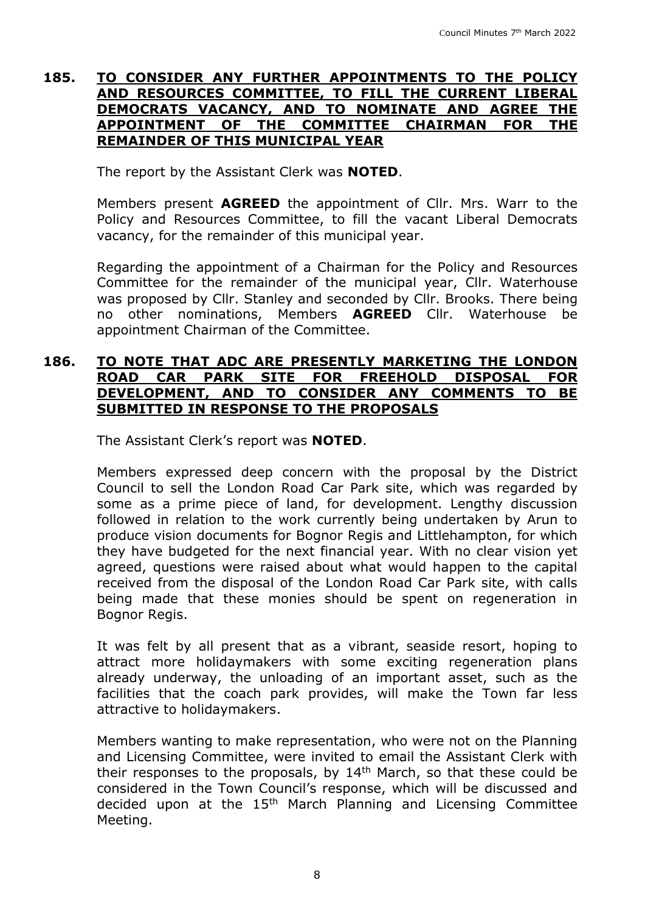## 185. TO CONSIDER ANY FURTHER APPOINTMENTS TO THE POLICY AND RESOURCES COMMITTEE, TO FILL THE CURRENT LIBERAL DEMOCRATS VACANCY, AND TO NOMINATE AND AGREE THE APPOINTMENT OF THE COMMITTEE CHAIRMAN FOR THE REMAINDER OF THIS MUNICIPAL YEAR

The report by the Assistant Clerk was **NOTED**.

Members present **AGREED** the appointment of Cllr. Mrs. Warr to the Policy and Resources Committee, to fill the vacant Liberal Democrats vacancy, for the remainder of this municipal year.

Regarding the appointment of a Chairman for the Policy and Resources Committee for the remainder of the municipal year, Cllr. Waterhouse was proposed by Cllr. Stanley and seconded by Cllr. Brooks. There being no other nominations, Members **AGREED** Cllr. Waterhouse be appointment Chairman of the Committee.

## 186. TO NOTE THAT ADC ARE PRESENTLY MARKETING THE LONDON ROAD CAR PARK SITE FOR FREEHOLD DISPOSAL FOR DEVELOPMENT, AND TO CONSIDER ANY COMMENTS TO BE SUBMITTED IN RESPONSE TO THE PROPOSALS

The Assistant Clerk's report was **NOTED**.

Members expressed deep concern with the proposal by the District Council to sell the London Road Car Park site, which was regarded by some as a prime piece of land, for development. Lengthy discussion followed in relation to the work currently being undertaken by Arun to produce vision documents for Bognor Regis and Littlehampton, for which they have budgeted for the next financial year. With no clear vision yet agreed, questions were raised about what would happen to the capital received from the disposal of the London Road Car Park site, with calls being made that these monies should be spent on regeneration in Bognor Regis.

It was felt by all present that as a vibrant, seaside resort, hoping to attract more holidaymakers with some exciting regeneration plans already underway, the unloading of an important asset, such as the facilities that the coach park provides, will make the Town far less attractive to holidaymakers.

Members wanting to make representation, who were not on the Planning and Licensing Committee, were invited to email the Assistant Clerk with their responses to the proposals, by 14th March, so that these could be considered in the Town Council's response, which will be discussed and decided upon at the 15th March Planning and Licensing Committee Meeting.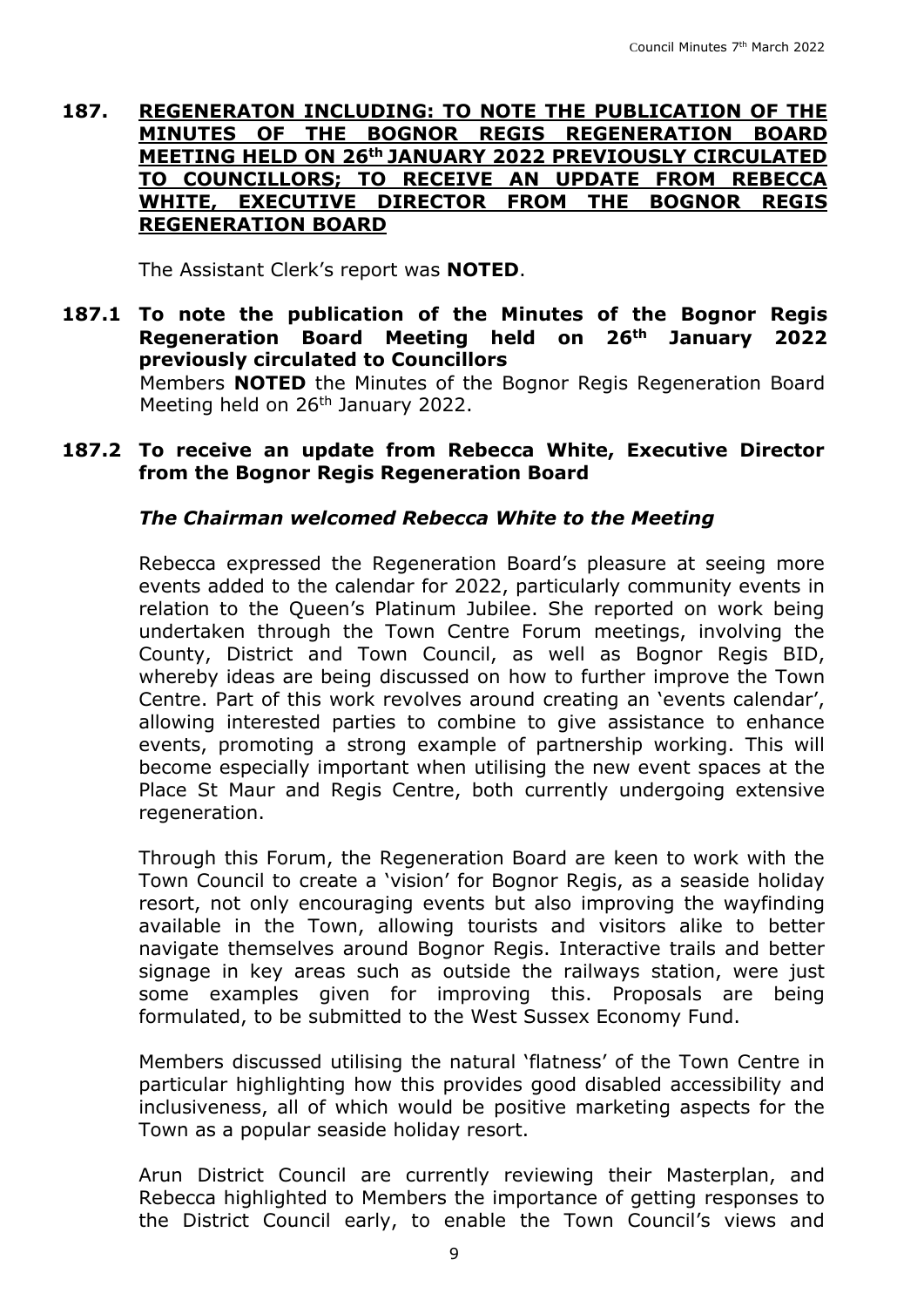## 187. REGENERATON INCLUDING: TO NOTE THE PUBLICATION OF THE MINUTES OF THE BOGNOR REGIS REGENERATION BOARD MEETING HELD ON 26th JANUARY 2022 PREVIOUSLY CIRCULATED TO COUNCILLORS; TO RECEIVE AN UPDATE FROM REBECCA WHITE, EXECUTIVE DIRECTOR FROM THE BOGNOR REGIS REGENERATION BOARD

The Assistant Clerk's report was **NOTED**.

### 187.1 To note the publication of the Minutes of the Bognor Regis Regeneration Board Meeting held on 26th January 2022 previously circulated to Councillors

Members **NOTED** the Minutes of the Bognor Regis Regeneration Board Meeting held on 26th January 2022.

### 187.2 To receive an update from Rebecca White, Executive Director from the Bognor Regis Regeneration Board

***The Chairman welcomed Rebecca White to the Meeting***

Rebecca expressed the Regeneration Board's pleasure at seeing more events added to the calendar for 2022, particularly community events in relation to the Queen's Platinum Jubilee. She reported on work being undertaken through the Town Centre Forum meetings, involving the County, District and Town Council, as well as Bognor Regis BID, whereby ideas are being discussed on how to further improve the Town Centre. Part of this work revolves around creating an 'events calendar', allowing interested parties to combine to give assistance to enhance events, promoting a strong example of partnership working. This will become especially important when utilising the new event spaces at the Place St Maur and Regis Centre, both currently undergoing extensive regeneration.

Through this Forum, the Regeneration Board are keen to work with the Town Council to create a 'vision' for Bognor Regis, as a seaside holiday resort, not only encouraging events but also improving the wayfinding available in the Town, allowing tourists and visitors alike to better navigate themselves around Bognor Regis. Interactive trails and better signage in key areas such as outside the railways station, were just some examples given for improving this. Proposals are being formulated, to be submitted to the West Sussex Economy Fund.

Members discussed utilising the natural 'flatness' of the Town Centre in particular highlighting how this provides good disabled accessibility and inclusiveness, all of which would be positive marketing aspects for the Town as a popular seaside holiday resort.

Arun District Council are currently reviewing their Masterplan, and Rebecca highlighted to Members the importance of getting responses to the District Council early, to enable the Town Council's views and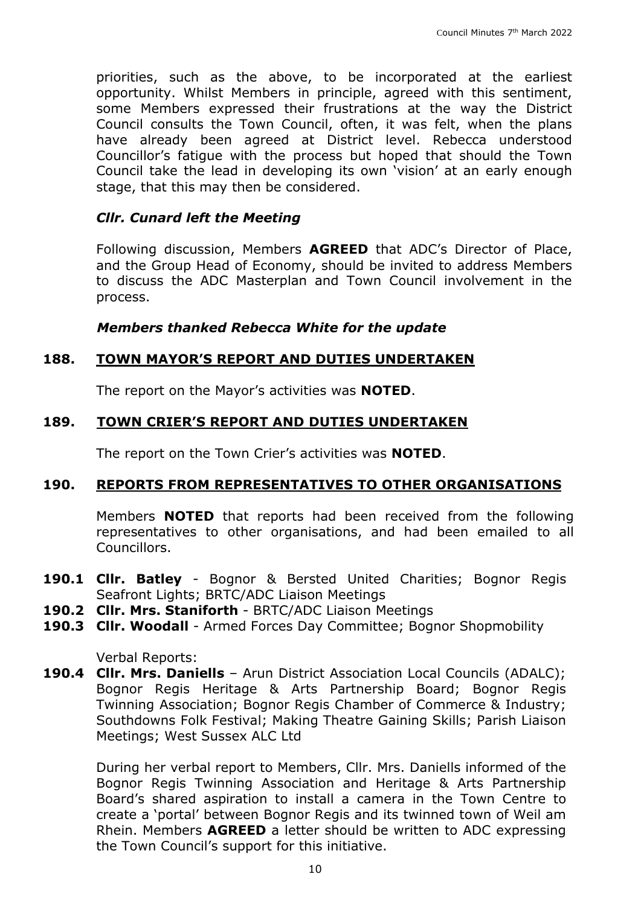priorities, such as the above, to be incorporated at the earliest opportunity. Whilst Members in principle, agreed with this sentiment, some Members expressed their frustrations at the way the District Council consults the Town Council, often, it was felt, when the plans have already been agreed at District level. Rebecca understood Councillor's fatigue with the process but hoped that should the Town Council take the lead in developing its own 'vision' at an early enough stage, that this may then be considered.

***Cllr. Cunard left the Meeting***

Following discussion, Members **AGREED** that ADC's Director of Place, and the Group Head of Economy, should be invited to address Members to discuss the ADC Masterplan and Town Council involvement in the process.

***Members thanked Rebecca White for the update***

## 188. TOWN MAYOR'S REPORT AND DUTIES UNDERTAKEN

The report on the Mayor's activities was **NOTED**.

## 189. TOWN CRIER'S REPORT AND DUTIES UNDERTAKEN

The report on the Town Crier's activities was **NOTED**.

## 190. REPORTS FROM REPRESENTATIVES TO OTHER ORGANISATIONS

Members **NOTED** that reports had been received from the following representatives to other organisations, and had been emailed to all Councillors.

**190.1 Cllr. Batley** - Bognor & Bersted United Charities; Bognor Regis Seafront Lights; BRTC/ADC Liaison Meetings

**190.2 Cllr. Mrs. Staniforth** - BRTC/ADC Liaison Meetings

**190.3 Cllr. Woodall** - Armed Forces Day Committee; Bognor Shopmobility

Verbal Reports:

**190.4 Cllr. Mrs. Daniells** – Arun District Association Local Councils (ADALC); Bognor Regis Heritage & Arts Partnership Board; Bognor Regis Twinning Association; Bognor Regis Chamber of Commerce & Industry; Southdowns Folk Festival; Making Theatre Gaining Skills; Parish Liaison Meetings; West Sussex ALC Ltd

During her verbal report to Members, Cllr. Mrs. Daniells informed of the Bognor Regis Twinning Association and Heritage & Arts Partnership Board's shared aspiration to install a camera in the Town Centre to create a 'portal' between Bognor Regis and its twinned town of Weil am Rhein. Members **AGREED** a letter should be written to ADC expressing the Town Council's support for this initiative.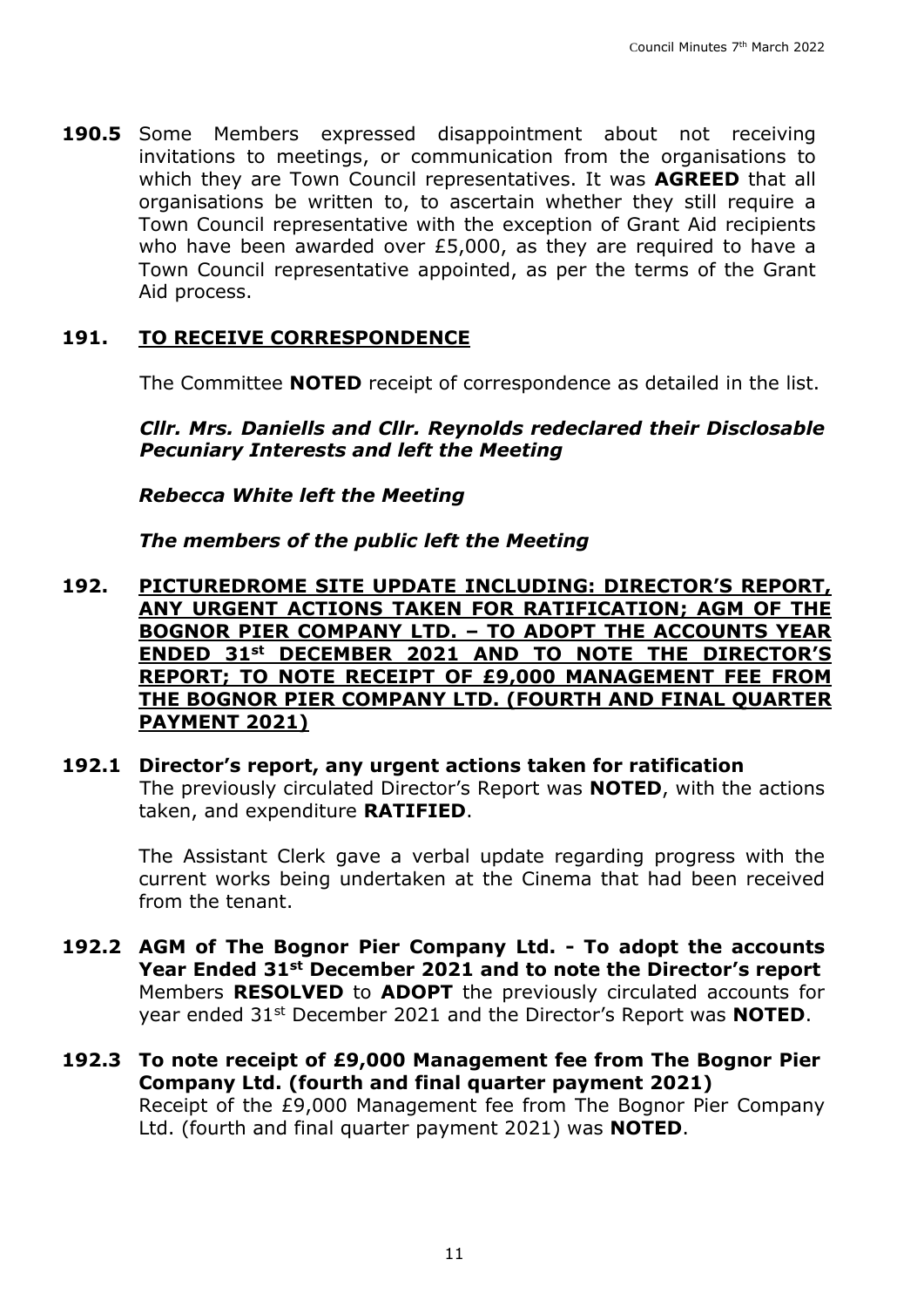**190.5** Some Members expressed disappointment about not receiving invitations to meetings, or communication from the organisations to which they are Town Council representatives. It was **AGREED** that all organisations be written to, to ascertain whether they still require a Town Council representative with the exception of Grant Aid recipients who have been awarded over £5,000, as they are required to have a Town Council representative appointed, as per the terms of the Grant Aid process.

## 191. TO RECEIVE CORRESPONDENCE

The Committee **NOTED** receipt of correspondence as detailed in the list.

***Cllr. Mrs. Daniells and Cllr. Reynolds redeclared their Disclosable Pecuniary Interests and left the Meeting***

***Rebecca White left the Meeting***

***The members of the public left the Meeting***

## 192. PICTUREDROME SITE UPDATE INCLUDING: DIRECTOR'S REPORT, ANY URGENT ACTIONS TAKEN FOR RATIFICATION; AGM OF THE BOGNOR PIER COMPANY LTD. – TO ADOPT THE ACCOUNTS YEAR ENDED 31st DECEMBER 2021 AND TO NOTE THE DIRECTOR'S REPORT; TO NOTE RECEIPT OF £9,000 MANAGEMENT FEE FROM THE BOGNOR PIER COMPANY LTD. (FOURTH AND FINAL QUARTER PAYMENT 2021)

**192.1 Director's report, any urgent actions taken for ratification**
The previously circulated Director's Report was **NOTED**, with the actions taken, and expenditure **RATIFIED**.

The Assistant Clerk gave a verbal update regarding progress with the current works being undertaken at the Cinema that had been received from the tenant.

**192.2 AGM of The Bognor Pier Company Ltd. - To adopt the accounts Year Ended 31st December 2021 and to note the Director's report**
Members **RESOLVED** to **ADOPT** the previously circulated accounts for year ended 31st December 2021 and the Director's Report was **NOTED**.

**192.3 To note receipt of £9,000 Management fee from The Bognor Pier Company Ltd. (fourth and final quarter payment 2021)**
Receipt of the £9,000 Management fee from The Bognor Pier Company Ltd. (fourth and final quarter payment 2021) was **NOTED**.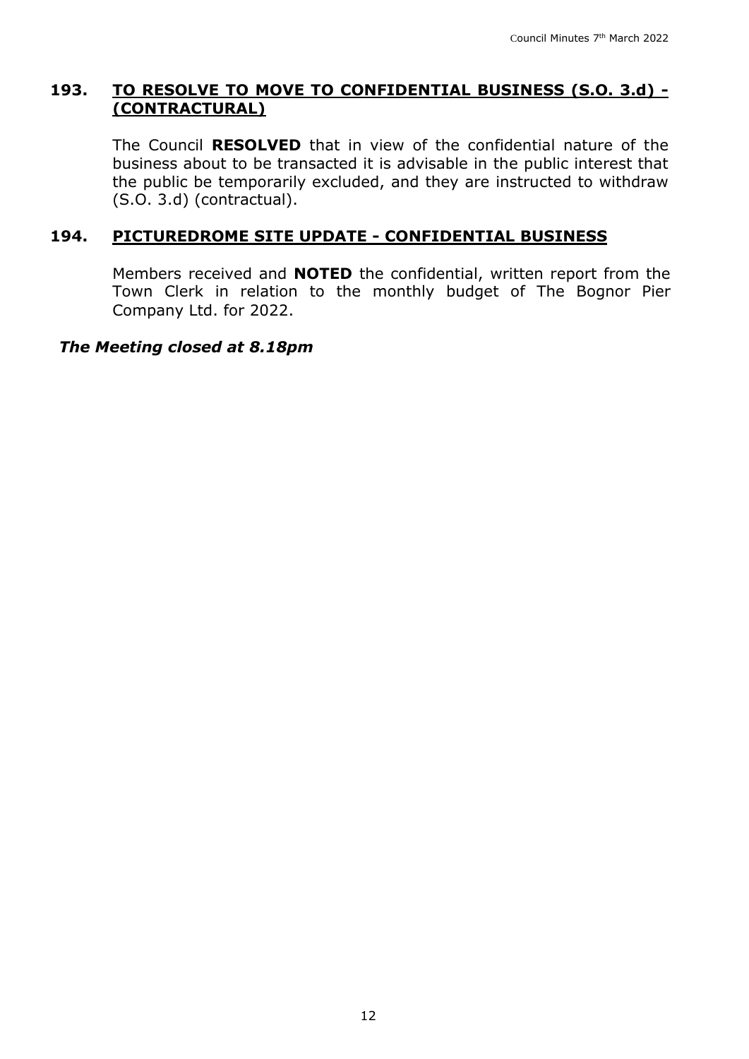## 193. TO RESOLVE TO MOVE TO CONFIDENTIAL BUSINESS (S.O. 3.d) - (CONTRACTURAL)

The Council **RESOLVED** that in view of the confidential nature of the business about to be transacted it is advisable in the public interest that the public be temporarily excluded, and they are instructed to withdraw (S.O. 3.d) (contractual).

## 194. PICTUREDROME SITE UPDATE - CONFIDENTIAL BUSINESS

Members received and **NOTED** the confidential, written report from the Town Clerk in relation to the monthly budget of The Bognor Pier Company Ltd. for 2022.

***The Meeting closed at 8.18pm***